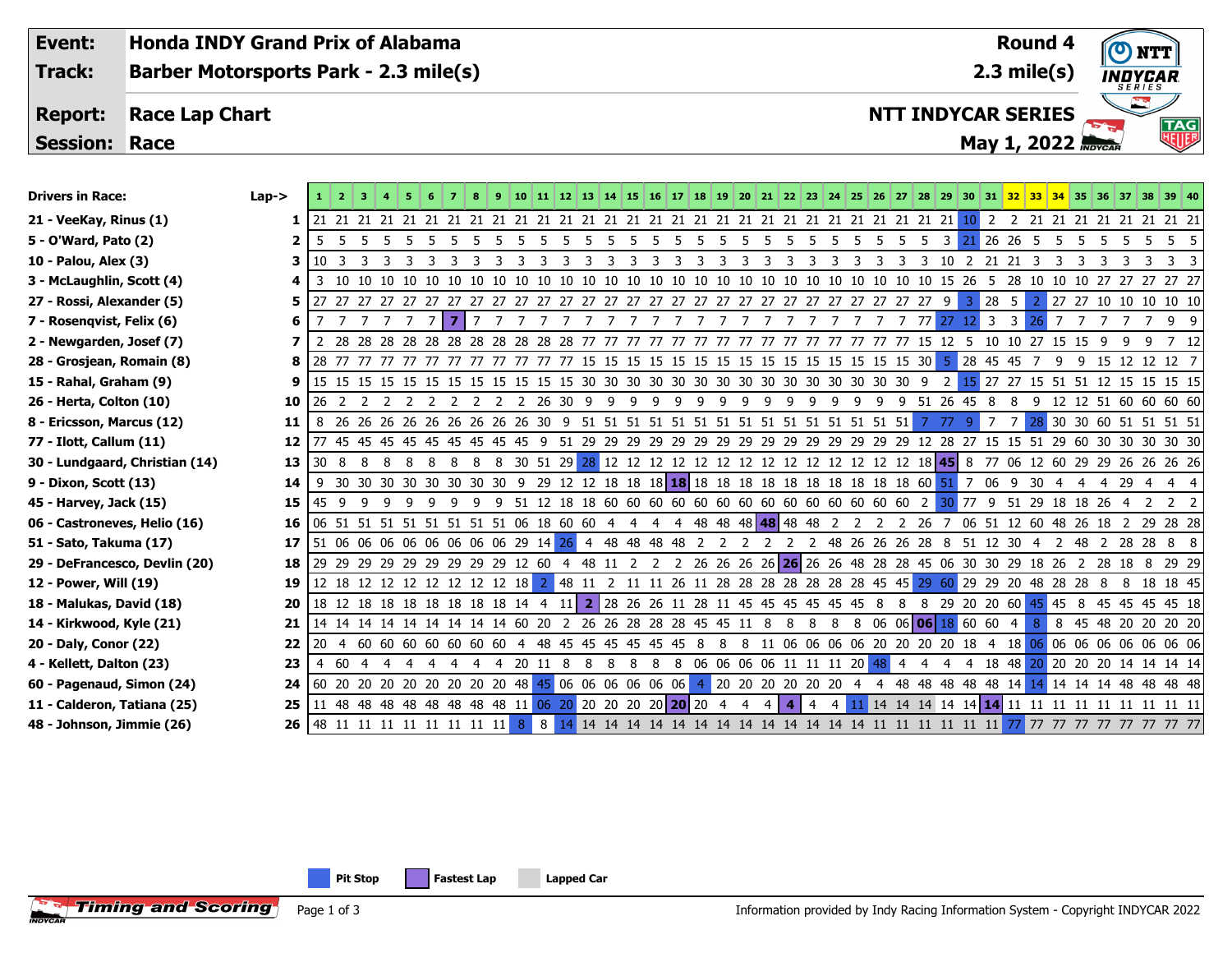| Event: | Honda INDY Grand Prix of Alabama | Round 4 |
|---|---|---|
| Track: | Barber Motorsports Park - 2.3 mile(s) | 2.3 mile(s) |
| Report: | Race Lap Chart | NTT INDYCAR SERIES |
| Session: | Race | May 1, 2022 |

| Drivers in Race: | Lap-> | 1 | 2 | 3 | 4 | 5 | 6 | 7 | 8 | 9 | 10 | 11 | 12 | 13 | 14 | 15 | 16 | 17 | 18 | 19 | 20 | 21 | 22 | 23 | 24 | 25 | 26 | 27 | 28 | 29 | 30 | 31 | 32 | 33 | 34 | 35 | 36 | 37 | 38 | 39 | 40 |
|---|---|---|---|---|---|---|---|---|---|---|---|---|---|---|---|---|---|---|---|---|---|---|---|---|---|---|---|---|---|---|---|---|---|---|---|---|---|---|---|---|---|
| 21 - VeeKay, Rinus (1) | 1 | 21 | 21 | 21 | 21 | 21 | 21 | 21 | 21 | 21 | 21 | 21 | 21 | 21 | 21 | 21 | 21 | 21 | 21 | 21 | 21 | 21 | 21 | 21 | 21 | 21 | 21 | 21 | 21 | 21 | 10 | 2 | 2 | 21 | 21 | 21 | 21 | 21 | 21 | 21 | 21 |
| 5 - O'Ward, Pato (2) | 2 | 5 | 5 | 5 | 5 | 5 | 5 | 5 | 5 | 5 | 5 | 5 | 5 | 5 | 5 | 5 | 5 | 5 | 5 | 5 | 5 | 5 | 5 | 5 | 5 | 5 | 5 | 5 | 5 | 3 | 21 | 26 | 26 | 5 | 5 | 5 | 5 | 5 | 5 | 5 | 5 |
| 10 - Palou, Alex (3) | 3 | 10 | 3 | 3 | 3 | 3 | 3 | 3 | 3 | 3 | 3 | 3 | 3 | 3 | 3 | 3 | 3 | 3 | 3 | 3 | 3 | 3 | 3 | 3 | 3 | 3 | 3 | 3 | 3 | 10 | 2 | 21 | 21 | 3 | 3 | 3 | 3 | 3 | 3 | 3 | 3 |
| 3 - McLaughlin, Scott (4) | 4 | 3 | 10 | 10 | 10 | 10 | 10 | 10 | 10 | 10 | 10 | 10 | 10 | 10 | 10 | 10 | 10 | 10 | 10 | 10 | 10 | 10 | 10 | 10 | 10 | 10 | 10 | 10 | 10 | 15 | 26 | 5 | 28 | 10 | 10 | 10 | 27 | 27 | 27 | 27 | 27 |
| 27 - Rossi, Alexander (5) | 5 | 27 | 27 | 27 | 27 | 27 | 27 | 27 | 27 | 27 | 27 | 27 | 27 | 27 | 27 | 27 | 27 | 27 | 27 | 27 | 27 | 27 | 27 | 27 | 27 | 27 | 27 | 27 | 27 | 9 | 3 | 28 | 5 | 2 | 27 | 27 | 10 | 10 | 10 | 10 | 10 |
| 7 - Rosenqvist, Felix (6) | 6 | 7 | 7 | 7 | 7 | 7 | 7 | 7 | 7 | 7 | 7 | 7 | 7 | 7 | 7 | 7 | 7 | 7 | 7 | 7 | 7 | 7 | 7 | 7 | 7 | 7 | 7 | 7 | 77 | 27 | 12 | 3 | 3 | 26 | 7 | 7 | 7 | 7 | 7 | 9 | 9 |
| 2 - Newgarden, Josef (7) | 7 | 2 | 28 | 28 | 28 | 28 | 28 | 28 | 28 | 28 | 28 | 28 | 28 | 77 | 77 | 77 | 77 | 77 | 77 | 77 | 77 | 77 | 77 | 77 | 77 | 77 | 77 | 77 | 15 | 12 | 5 | 10 | 10 | 27 | 15 | 15 | 9 | 9 | 9 | 7 | 12 |
| 28 - Grosjean, Romain (8) | 8 | 28 | 77 | 77 | 77 | 77 | 77 | 77 | 77 | 77 | 77 | 77 | 77 | 15 | 15 | 15 | 15 | 15 | 15 | 15 | 15 | 15 | 15 | 15 | 15 | 15 | 15 | 15 | 30 | 5 | 28 | 45 | 45 | 7 | 9 | 9 | 15 | 12 | 12 | 12 | 7 |
| 15 - Rahal, Graham (9) | 9 | 15 | 15 | 15 | 15 | 15 | 15 | 15 | 15 | 15 | 15 | 15 | 15 | 30 | 30 | 30 | 30 | 30 | 30 | 30 | 30 | 30 | 30 | 30 | 30 | 30 | 30 | 30 | 9 | 2 | 15 | 27 | 27 | 15 | 51 | 51 | 12 | 15 | 15 | 15 | 15 |
| 26 - Herta, Colton (10) | 10 | 26 | 2 | 2 | 2 | 2 | 2 | 2 | 2 | 2 | 2 | 26 | 30 | 9 | 9 | 9 | 9 | 9 | 9 | 9 | 9 | 9 | 9 | 9 | 9 | 9 | 9 | 9 | 51 | 26 | 45 | 8 | 8 | 9 | 12 | 12 | 51 | 60 | 60 | 60 | 60 |
| 8 - Ericsson, Marcus (12) | 11 | 8 | 26 | 26 | 26 | 26 | 26 | 26 | 26 | 26 | 26 | 30 | 9 | 51 | 51 | 51 | 51 | 51 | 51 | 51 | 51 | 51 | 51 | 51 | 51 | 51 | 51 | 51 | 7 | 77 | 9 | 7 | 7 | 28 | 30 | 30 | 60 | 51 | 51 | 51 | 51 |
| 77 - Ilott, Callum (11) | 12 | 77 | 45 | 45 | 45 | 45 | 45 | 45 | 45 | 45 | 45 | 9 | 51 | 29 | 29 | 29 | 29 | 29 | 29 | 29 | 29 | 29 | 29 | 29 | 29 | 29 | 29 | 29 | 12 | 28 | 27 | 15 | 15 | 51 | 29 | 60 | 30 | 30 | 30 | 30 | 30 |
| 30 - Lundgaard, Christian (14) | 13 | 30 | 8 | 8 | 8 | 8 | 8 | 8 | 8 | 8 | 30 | 51 | 29 | 28 | 12 | 12 | 12 | 12 | 12 | 12 | 12 | 12 | 12 | 12 | 12 | 12 | 12 | 12 | 18 | 45 | 8 | 77 | 06 | 12 | 60 | 29 | 29 | 26 | 26 | 26 | 26 |
| 9 - Dixon, Scott (13) | 14 | 9 | 30 | 30 | 30 | 30 | 30 | 30 | 30 | 30 | 9 | 29 | 12 | 12 | 18 | 18 | 18 | 18 | 18 | 18 | 18 | 18 | 18 | 18 | 18 | 18 | 18 | 18 | 60 | 51 | 7 | 06 | 9 | 30 | 4 | 4 | 4 | 29 | 4 | 4 | 4 |
| 45 - Harvey, Jack (15) | 15 | 45 | 9 | 9 | 9 | 9 | 9 | 9 | 9 | 9 | 51 | 12 | 18 | 18 | 60 | 60 | 60 | 60 | 60 | 60 | 60 | 60 | 60 | 60 | 60 | 60 | 60 | 60 | 2 | 30 | 77 | 9 | 51 | 29 | 18 | 18 | 26 | 4 | 2 | 2 | 2 |
| 06 - Castroneves, Helio (16) | 16 | 06 | 51 | 51 | 51 | 51 | 51 | 51 | 51 | 51 | 06 | 18 | 60 | 60 | 4 | 4 | 4 | 4 | 48 | 48 | 48 | 48 | 48 | 48 | 2 | 2 | 2 | 2 | 26 | 7 | 06 | 51 | 12 | 60 | 48 | 26 | 18 | 2 | 29 | 28 | 28 |
| 51 - Sato, Takuma (17) | 17 | 51 | 06 | 06 | 06 | 06 | 06 | 06 | 06 | 06 | 29 | 14 | 26 | 4 | 48 | 48 | 48 | 48 | 2 | 2 | 2 | 2 | 2 | 2 | 48 | 26 | 26 | 26 | 28 | 8 | 51 | 12 | 30 | 4 | 2 | 48 | 2 | 28 | 28 | 8 | 8 |
| 29 - DeFrancesco, Devlin (20) | 18 | 29 | 29 | 29 | 29 | 29 | 29 | 29 | 29 | 29 | 12 | 60 | 4 | 48 | 11 | 2 | 2 | 2 | 26 | 26 | 26 | 26 | 26 | 26 | 26 | 48 | 28 | 28 | 45 | 06 | 30 | 30 | 29 | 18 | 26 | 2 | 28 | 18 | 8 | 29 | 29 |
| 12 - Power, Will (19) | 19 | 12 | 18 | 12 | 12 | 12 | 12 | 12 | 12 | 12 | 18 | 2 | 48 | 11 | 2 | 11 | 11 | 26 | 11 | 28 | 28 | 28 | 28 | 28 | 28 | 28 | 45 | 45 | 29 | 60 | 29 | 29 | 20 | 48 | 28 | 28 | 8 | 8 | 18 | 18 | 45 |
| 18 - Malukas, David (18) | 20 | 18 | 12 | 18 | 18 | 18 | 18 | 18 | 18 | 18 | 14 | 4 | 11 | 2 | 28 | 26 | 26 | 11 | 28 | 11 | 45 | 45 | 45 | 45 | 45 | 45 | 8 | 8 | 8 | 29 | 20 | 20 | 60 | 45 | 45 | 8 | 45 | 45 | 45 | 45 | 18 |
| 14 - Kirkwood, Kyle (21) | 21 | 14 | 14 | 14 | 14 | 14 | 14 | 14 | 14 | 14 | 60 | 20 | 2 | 26 | 26 | 28 | 28 | 28 | 45 | 45 | 11 | 8 | 8 | 8 | 8 | 8 | 06 | 06 | 06 | 18 | 60 | 60 | 4 | 8 | 8 | 45 | 48 | 20 | 20 | 20 | 20 |
| 20 - Daly, Conor (22) | 22 | 20 | 4 | 60 | 60 | 60 | 60 | 60 | 60 | 60 | 4 | 48 | 45 | 45 | 45 | 45 | 45 | 45 | 8 | 8 | 8 | 11 | 06 | 06 | 06 | 06 | 20 | 20 | 20 | 20 | 18 | 4 | 18 | 06 | 06 | 06 | 06 | 06 | 06 | 06 | 06 |
| 4 - Kellett, Dalton (23) | 23 | 4 | 60 | 4 | 4 | 4 | 4 | 4 | 4 | 4 | 20 | 11 | 8 | 8 | 8 | 8 | 8 | 8 | 06 | 06 | 06 | 06 | 11 | 11 | 11 | 20 | 48 | 4 | 4 | 4 | 4 | 18 | 48 | 20 | 20 | 20 | 20 | 14 | 14 | 14 | 14 |
| 60 - Pagenaud, Simon (24) | 24 | 60 | 20 | 20 | 20 | 20 | 20 | 20 | 20 | 20 | 48 | 45 | 06 | 06 | 06 | 06 | 06 | 06 | 4 | 20 | 20 | 20 | 20 | 20 | 20 | 4 | 4 | 48 | 48 | 48 | 48 | 48 | 14 | 14 | 14 | 14 | 14 | 48 | 48 | 48 | 48 |
| 11 - Calderon, Tatiana (25) | 25 | 11 | 48 | 48 | 48 | 48 | 48 | 48 | 48 | 48 | 11 | 06 | 20 | 20 | 20 | 20 | 20 | 20 | 20 | 4 | 4 | 4 | 4 | 4 | 4 | 11 | 14 | 14 | 14 | 14 | 14 | 14 | 11 | 11 | 11 | 11 | 11 | 11 | 11 | 11 | 11 |
| 48 - Johnson, Jimmie (26) | 26 | 48 | 11 | 11 | 11 | 11 | 11 | 11 | 11 | 11 | 8 | 8 | 14 | 14 | 14 | 14 | 14 | 14 | 14 | 14 | 14 | 14 | 14 | 14 | 14 | 14 | 11 | 11 | 11 | 11 | 11 | 11 | 77 | 77 | 77 | 77 | 77 | 77 | 77 | 77 | 77 |

Pit Stop | Fastest Lap | Lapped Car

Information provided by Indy Racing Information System - Copyright INDYCAR 2022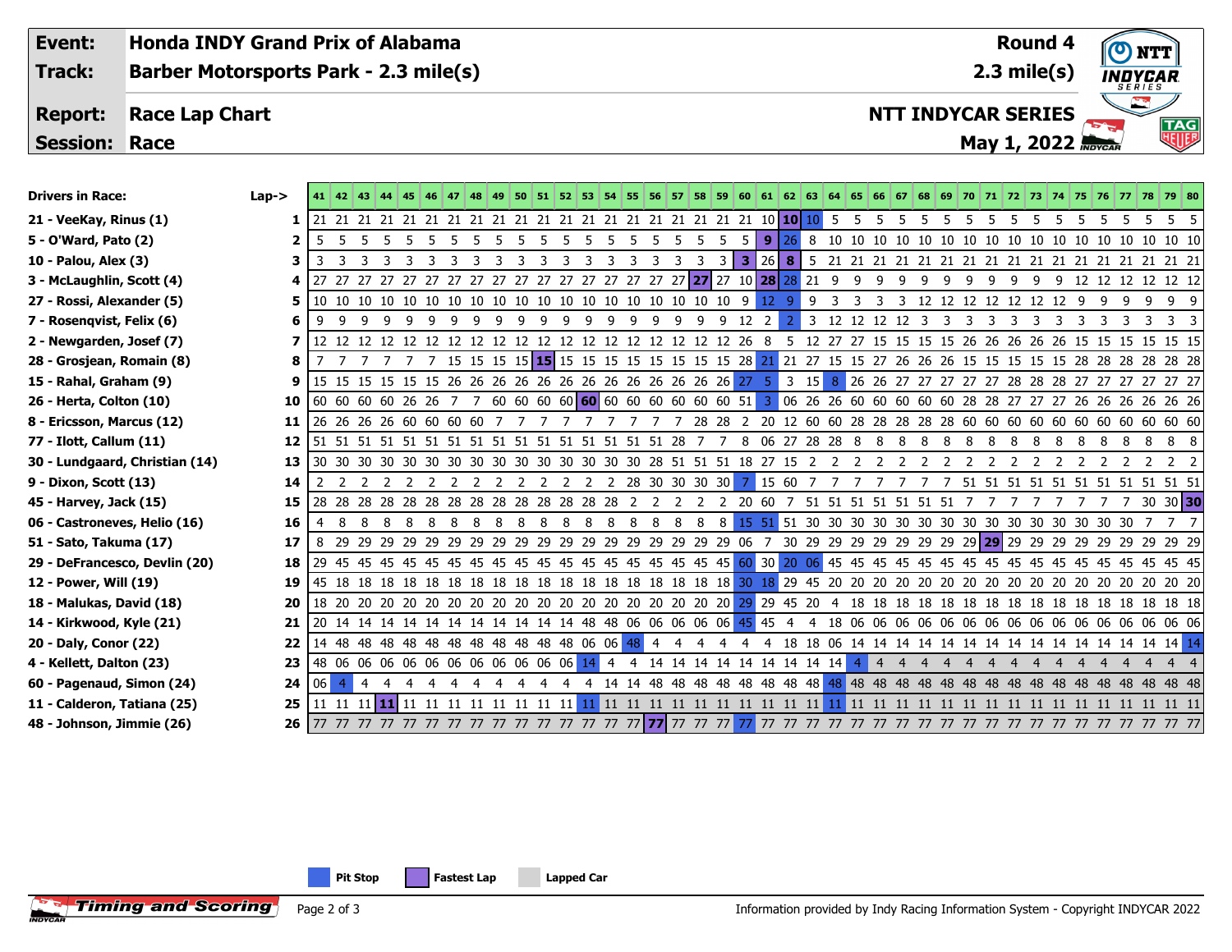| Event: | Honda INDY Grand Prix of Alabama | Round 4 |
|---|---|---|
| Track: | Barber Motorsports Park - 2.3 mile(s) | 2.3 mile(s) |
| Report: | Race Lap Chart | NTT INDYCAR SERIES |
| Session: | Race | May 1, 2022 |

| Drivers in Race: | Lap-> | 41 | 42 | 43 | 44 | 45 | 46 | 47 | 48 | 49 | 50 | 51 | 52 | 53 | 54 | 55 | 56 | 57 | 58 | 59 | 60 | 61 | 62 | 63 | 64 | 65 | 66 | 67 | 68 | 69 | 70 | 71 | 72 | 73 | 74 | 75 | 76 | 77 | 78 | 79 | 80 |
|---|---|---|---|---|---|---|---|---|---|---|---|---|---|---|---|---|---|---|---|---|---|---|---|---|---|---|---|---|---|---|---|---|---|---|---|---|---|---|---|---|---|
| 21 - VeeKay, Rinus (1) | 1 | 21 | 21 | 21 | 21 | 21 | 21 | 21 | 21 | 21 | 21 | 21 | 21 | 21 | 21 | 21 | 21 | 21 | 21 | 21 | 21 | 10 | 10 | 10 | 5 | 5 | 5 | 5 | 5 | 5 | 5 | 5 | 5 | 5 | 5 | 5 | 5 | 5 | 5 | 5 | 5 |
| 5 - O'Ward, Pato (2) | 2 | 5 | 5 | 5 | 5 | 5 | 5 | 5 | 5 | 5 | 5 | 5 | 5 | 5 | 5 | 5 | 5 | 5 | 5 | 5 | 5 | 9 | 26 | 8 | 10 | 10 | 10 | 10 | 10 | 10 | 10 | 10 | 10 | 10 | 10 | 10 | 10 | 10 | 10 | 10 | 10 |
| 10 - Palou, Alex (3) | 3 | 3 | 3 | 3 | 3 | 3 | 3 | 3 | 3 | 3 | 3 | 3 | 3 | 3 | 3 | 3 | 3 | 3 | 3 | 3 | 3 | 26 | 8 | 5 | 21 | 21 | 21 | 21 | 21 | 21 | 21 | 21 | 21 | 21 | 21 | 21 | 21 | 21 | 21 | 21 | 21 |
| 3 - McLaughlin, Scott (4) | 4 | 27 | 27 | 27 | 27 | 27 | 27 | 27 | 27 | 27 | 27 | 27 | 27 | 27 | 27 | 27 | 27 | 27 | 27 | 27 | 10 | 28 | 28 | 21 | 9 | 9 | 9 | 9 | 9 | 9 | 9 | 9 | 9 | 9 | 9 | 12 | 12 | 12 | 12 | 12 | 12 |
| 27 - Rossi, Alexander (5) | 5 | 10 | 10 | 10 | 10 | 10 | 10 | 10 | 10 | 10 | 10 | 10 | 10 | 10 | 10 | 10 | 10 | 10 | 10 | 10 | 9 | 12 | 9 | 9 | 3 | 3 | 3 | 3 | 12 | 12 | 12 | 12 | 12 | 12 | 12 | 9 | 9 | 9 | 9 | 9 | 9 |
| 7 - Rosenqvist, Felix (6) | 6 | 9 | 9 | 9 | 9 | 9 | 9 | 9 | 9 | 9 | 9 | 9 | 9 | 9 | 9 | 9 | 9 | 9 | 9 | 9 | 12 | 2 | 2 | 3 | 12 | 12 | 12 | 12 | 3 | 3 | 3 | 3 | 3 | 3 | 3 | 3 | 3 | 3 | 3 | 3 | 3 |
| 2 - Newgarden, Josef (7) | 7 | 12 | 12 | 12 | 12 | 12 | 12 | 12 | 12 | 12 | 12 | 12 | 12 | 12 | 12 | 12 | 12 | 12 | 12 | 12 | 26 | 8 | 5 | 12 | 27 | 27 | 15 | 15 | 15 | 15 | 26 | 26 | 26 | 26 | 26 | 15 | 15 | 15 | 15 | 15 | 15 |
| 28 - Grosjean, Romain (8) | 8 | 7 | 7 | 7 | 7 | 7 | 7 | 15 | 15 | 15 | 15 | 15 | 15 | 15 | 15 | 15 | 15 | 15 | 15 | 15 | 28 | 21 | 21 | 27 | 15 | 15 | 27 | 26 | 26 | 26 | 15 | 15 | 15 | 15 | 15 | 28 | 28 | 28 | 28 | 28 | 28 |
| 15 - Rahal, Graham (9) | 9 | 15 | 15 | 15 | 15 | 15 | 15 | 26 | 26 | 26 | 26 | 26 | 26 | 26 | 26 | 26 | 26 | 26 | 26 | 26 | 27 | 5 | 3 | 15 | 8 | 26 | 26 | 27 | 27 | 27 | 27 | 27 | 28 | 28 | 28 | 27 | 27 | 27 | 27 | 27 | 27 |
| 26 - Herta, Colton (10) | 10 | 60 | 60 | 60 | 60 | 26 | 26 | 7 | 7 | 60 | 60 | 60 | 60 | 60 | 60 | 60 | 60 | 60 | 60 | 60 | 51 | 3 | 06 | 26 | 26 | 60 | 60 | 60 | 60 | 60 | 28 | 28 | 27 | 27 | 27 | 26 | 26 | 26 | 26 | 26 | 26 |
| 8 - Ericsson, Marcus (12) | 11 | 26 | 26 | 26 | 26 | 60 | 60 | 60 | 60 | 7 | 7 | 7 | 7 | 7 | 7 | 7 | 7 | 7 | 28 | 28 | 2 | 20 | 12 | 60 | 60 | 28 | 28 | 28 | 28 | 28 | 60 | 60 | 60 | 60 | 60 | 60 | 60 | 60 | 60 | 60 | 60 |
| 77 - Ilott, Callum (11) | 12 | 51 | 51 | 51 | 51 | 51 | 51 | 51 | 51 | 51 | 51 | 51 | 51 | 51 | 51 | 51 | 51 | 28 | 7 | 7 | 8 | 06 | 27 | 28 | 28 | 8 | 8 | 8 | 8 | 8 | 8 | 8 | 8 | 8 | 8 | 8 | 8 | 8 | 8 | 8 | 8 |
| 30 - Lundgaard, Christian (14) | 13 | 30 | 30 | 30 | 30 | 30 | 30 | 30 | 30 | 30 | 30 | 30 | 30 | 30 | 30 | 30 | 28 | 51 | 51 | 51 | 18 | 27 | 15 | 2 | 2 | 2 | 2 | 2 | 2 | 2 | 2 | 2 | 2 | 2 | 2 | 2 | 2 | 2 | 2 | 2 | 2 |
| 9 - Dixon, Scott (13) | 14 | 2 | 2 | 2 | 2 | 2 | 2 | 2 | 2 | 2 | 2 | 2 | 2 | 2 | 2 | 28 | 30 | 30 | 30 | 30 | 7 | 15 | 60 | 7 | 7 | 7 | 7 | 7 | 7 | 7 | 51 | 51 | 51 | 51 | 51 | 51 | 51 | 51 | 51 | 51 | 51 |
| 45 - Harvey, Jack (15) | 15 | 28 | 28 | 28 | 28 | 28 | 28 | 28 | 28 | 28 | 28 | 28 | 28 | 28 | 28 | 2 | 2 | 2 | 2 | 2 | 20 | 60 | 7 | 51 | 51 | 51 | 51 | 51 | 51 | 51 | 7 | 7 | 7 | 7 | 7 | 7 | 7 | 7 | 30 | 30 | 30 |
| 06 - Castroneves, Helio (16) | 16 | 4 | 8 | 8 | 8 | 8 | 8 | 8 | 8 | 8 | 8 | 8 | 8 | 8 | 8 | 8 | 8 | 8 | 8 | 8 | 15 | 51 | 51 | 30 | 30 | 30 | 30 | 30 | 30 | 30 | 30 | 30 | 30 | 30 | 30 | 30 | 30 | 30 | 7 | 7 | 7 |
| 51 - Sato, Takuma (17) | 17 | 8 | 29 | 29 | 29 | 29 | 29 | 29 | 29 | 29 | 29 | 29 | 29 | 29 | 29 | 29 | 29 | 29 | 29 | 29 | 06 | 7 | 30 | 29 | 29 | 29 | 29 | 29 | 29 | 29 | 29 | 29 | 29 | 29 | 29 | 29 | 29 | 29 | 29 | 29 | 29 |
| 29 - DeFrancesco, Devlin (20) | 18 | 29 | 45 | 45 | 45 | 45 | 45 | 45 | 45 | 45 | 45 | 45 | 45 | 45 | 45 | 45 | 45 | 45 | 45 | 45 | 60 | 30 | 20 | 06 | 45 | 45 | 45 | 45 | 45 | 45 | 45 | 45 | 45 | 45 | 45 | 45 | 45 | 45 | 45 | 45 | 45 |
| 12 - Power, Will (19) | 19 | 45 | 18 | 18 | 18 | 18 | 18 | 18 | 18 | 18 | 18 | 18 | 18 | 18 | 18 | 18 | 18 | 18 | 18 | 18 | 30 | 18 | 29 | 45 | 20 | 20 | 20 | 20 | 20 | 20 | 20 | 20 | 20 | 20 | 20 | 20 | 20 | 20 | 20 | 20 | 20 |
| 18 - Malukas, David (18) | 20 | 18 | 20 | 20 | 20 | 20 | 20 | 20 | 20 | 20 | 20 | 20 | 20 | 20 | 20 | 20 | 20 | 20 | 20 | 20 | 29 | 29 | 45 | 20 | 4 | 18 | 18 | 18 | 18 | 18 | 18 | 18 | 18 | 18 | 18 | 18 | 18 | 18 | 18 | 18 | 18 |
| 14 - Kirkwood, Kyle (21) | 21 | 20 | 14 | 14 | 14 | 14 | 14 | 14 | 14 | 14 | 14 | 14 | 14 | 14 | 48 | 48 | 06 | 06 | 06 | 06 | 45 | 45 | 4 | 4 | 18 | 06 | 06 | 06 | 06 | 06 | 06 | 06 | 06 | 06 | 06 | 06 | 06 | 06 | 06 | 06 | 06 |
| 20 - Daly, Conor (22) | 22 | 14 | 48 | 48 | 48 | 48 | 48 | 48 | 48 | 48 | 48 | 48 | 48 | 06 | 06 | 48 | 4 | 4 | 4 | 4 | 4 | 4 | 18 | 18 | 06 | 14 | 14 | 14 | 14 | 14 | 14 | 14 | 14 | 14 | 14 | 14 | 14 | 14 | 14 | 14 | 14 |
| 4 - Kellett, Dalton (23) | 23 | 48 | 06 | 06 | 06 | 06 | 06 | 06 | 06 | 06 | 06 | 06 | 06 | 14 | 4 | 4 | 14 | 14 | 14 | 14 | 14 | 14 | 14 | 14 | 14 | 4 | 4 | 4 | 4 | 4 | 4 | 4 | 4 | 4 | 4 | 4 | 4 | 4 | 4 | 4 | 4 |
| 60 - Pagenaud, Simon (24) | 24 | 06 | 4 | 4 | 4 | 4 | 4 | 4 | 4 | 4 | 4 | 4 | 4 | 4 | 14 | 14 | 48 | 48 | 48 | 48 | 48 | 48 | 48 | 48 | 48 | 48 | 48 | 48 | 48 | 48 | 48 | 48 | 48 | 48 | 48 | 48 | 48 | 48 | 48 | 48 | 48 |
| 11 - Calderon, Tatiana (25) | 25 | 11 | 11 | 11 | 11 | 11 | 11 | 11 | 11 | 11 | 11 | 11 | 11 | 11 | 11 | 11 | 11 | 11 | 11 | 11 | 11 | 11 | 11 | 11 | 11 | 11 | 11 | 11 | 11 | 11 | 11 | 11 | 11 | 11 | 11 | 11 | 11 | 11 | 11 | 11 | 11 |
| 48 - Johnson, Jimmie (26) | 26 | 77 | 77 | 77 | 77 | 77 | 77 | 77 | 77 | 77 | 77 | 77 | 77 | 77 | 77 | 77 | 77 | 77 | 77 | 77 | 77 | 77 | 77 | 77 | 77 | 77 | 77 | 77 | 77 | 77 | 77 | 77 | 77 | 77 | 77 | 77 | 77 | 77 | 77 | 77 | 77 |

Legend: Pit Stop | Fastest Lap | Lapped Car

Information provided by Indy Racing Information System - Copyright INDYCAR 2022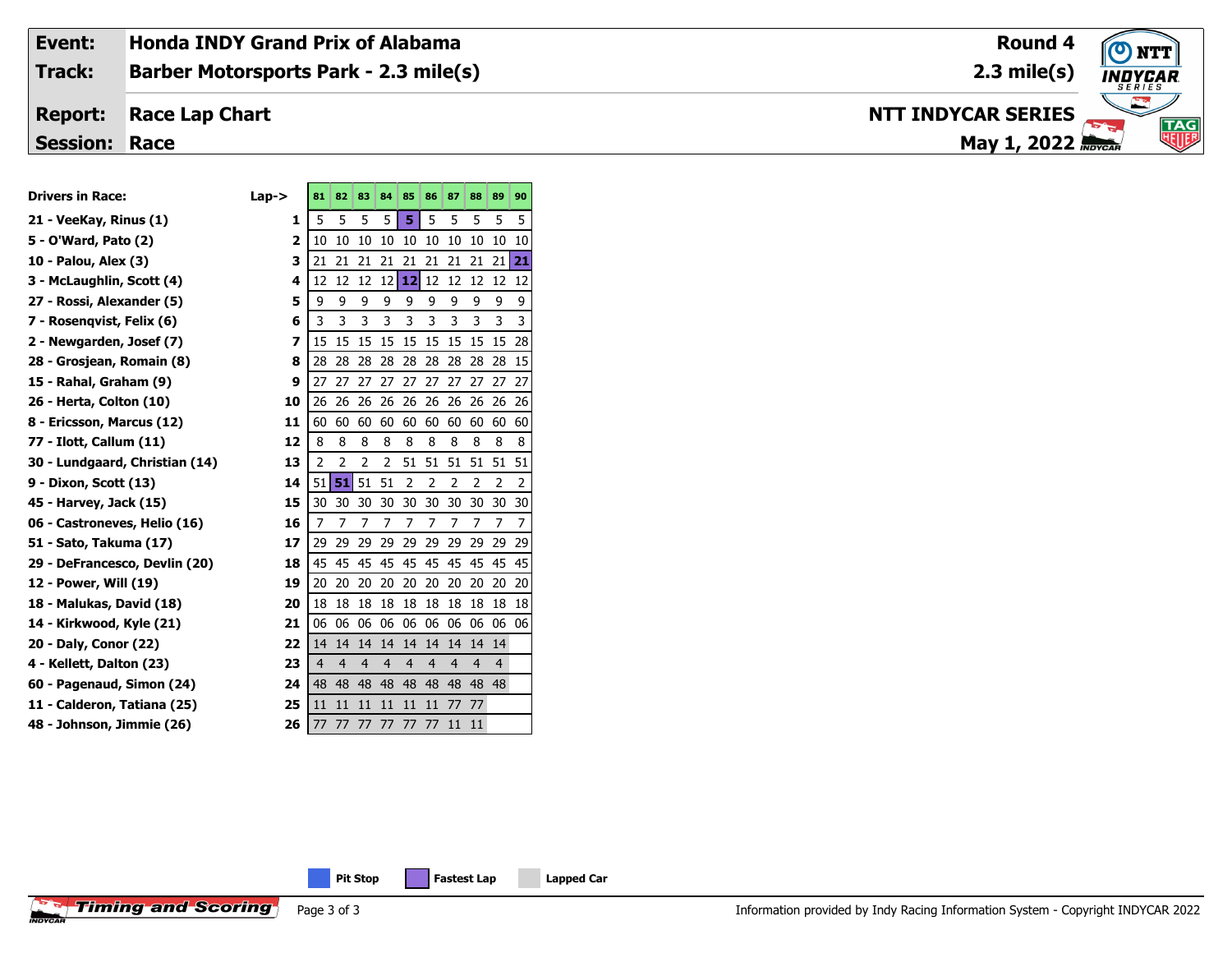| | |
|---|---|
| **Event:** | **Honda INDY Grand Prix of Alabama** |
| **Track:** | **Barber Motorsports Park - 2.3 mile(s)** |
| **Report:** | **Race Lap Chart** |
| **Session:** | **Race** |

**Round 4**
**2.3 mile(s)**
**NTT INDYCAR SERIES**
**May 1, 2022**

| Drivers in Race: | Lap-> | 81 | 82 | 83 | 84 | 85 | 86 | 87 | 88 | 89 | 90 |
|---|---|---|---|---|---|---|---|---|---|---|---|
| 21 - VeeKay, Rinus (1) | 1 | 5 | 5 | 5 | 5 | 5 | 5 | 5 | 5 | 5 | 5 |
| 5 - O'Ward, Pato (2) | 2 | 10 | 10 | 10 | 10 | 10 | 10 | 10 | 10 | 10 | 10 |
| 10 - Palou, Alex (3) | 3 | 21 | 21 | 21 | 21 | 21 | 21 | 21 | 21 | 21 | 21 |
| 3 - McLaughlin, Scott (4) | 4 | 12 | 12 | 12 | 12 | 12 | 12 | 12 | 12 | 12 | 12 |
| 27 - Rossi, Alexander (5) | 5 | 9 | 9 | 9 | 9 | 9 | 9 | 9 | 9 | 9 | 9 |
| 7 - Rosenqvist, Felix (6) | 6 | 3 | 3 | 3 | 3 | 3 | 3 | 3 | 3 | 3 | 3 |
| 2 - Newgarden, Josef (7) | 7 | 15 | 15 | 15 | 15 | 15 | 15 | 15 | 15 | 15 | 28 |
| 28 - Grosjean, Romain (8) | 8 | 28 | 28 | 28 | 28 | 28 | 28 | 28 | 28 | 28 | 15 |
| 15 - Rahal, Graham (9) | 9 | 27 | 27 | 27 | 27 | 27 | 27 | 27 | 27 | 27 | 27 |
| 26 - Herta, Colton (10) | 10 | 26 | 26 | 26 | 26 | 26 | 26 | 26 | 26 | 26 | 26 |
| 8 - Ericsson, Marcus (12) | 11 | 60 | 60 | 60 | 60 | 60 | 60 | 60 | 60 | 60 | 60 |
| 77 - Ilott, Callum (11) | 12 | 8 | 8 | 8 | 8 | 8 | 8 | 8 | 8 | 8 | 8 |
| 30 - Lundgaard, Christian (14) | 13 | 2 | 2 | 2 | 2 | 51 | 51 | 51 | 51 | 51 | 51 |
| 9 - Dixon, Scott (13) | 14 | 51 | 51 | 51 | 51 | 2 | 2 | 2 | 2 | 2 | 2 |
| 45 - Harvey, Jack (15) | 15 | 30 | 30 | 30 | 30 | 30 | 30 | 30 | 30 | 30 | 30 |
| 06 - Castroneves, Helio (16) | 16 | 7 | 7 | 7 | 7 | 7 | 7 | 7 | 7 | 7 | 7 |
| 51 - Sato, Takuma (17) | 17 | 29 | 29 | 29 | 29 | 29 | 29 | 29 | 29 | 29 | 29 |
| 29 - DeFrancesco, Devlin (20) | 18 | 45 | 45 | 45 | 45 | 45 | 45 | 45 | 45 | 45 | 45 |
| 12 - Power, Will (19) | 19 | 20 | 20 | 20 | 20 | 20 | 20 | 20 | 20 | 20 | 20 |
| 18 - Malukas, David (18) | 20 | 18 | 18 | 18 | 18 | 18 | 18 | 18 | 18 | 18 | 18 |
| 14 - Kirkwood, Kyle (21) | 21 | 06 | 06 | 06 | 06 | 06 | 06 | 06 | 06 | 06 | 06 |
| 20 - Daly, Conor (22) | 22 | 14 | 14 | 14 | 14 | 14 | 14 | 14 | 14 | 14 | |
| 4 - Kellett, Dalton (23) | 23 | 4 | 4 | 4 | 4 | 4 | 4 | 4 | 4 | 4 | |
| 60 - Pagenaud, Simon (24) | 24 | 48 | 48 | 48 | 48 | 48 | 48 | 48 | 48 | 48 | |
| 11 - Calderon, Tatiana (25) | 25 | 11 | 11 | 11 | 11 | 11 | 11 | 77 | 77 | | |
| 48 - Johnson, Jimmie (26) | 26 | 77 | 77 | 77 | 77 | 77 | 77 | 11 | 11 | | |

Pit Stop | Fastest Lap | Lapped Car

Information provided by Indy Racing Information System - Copyright INDYCAR 2022